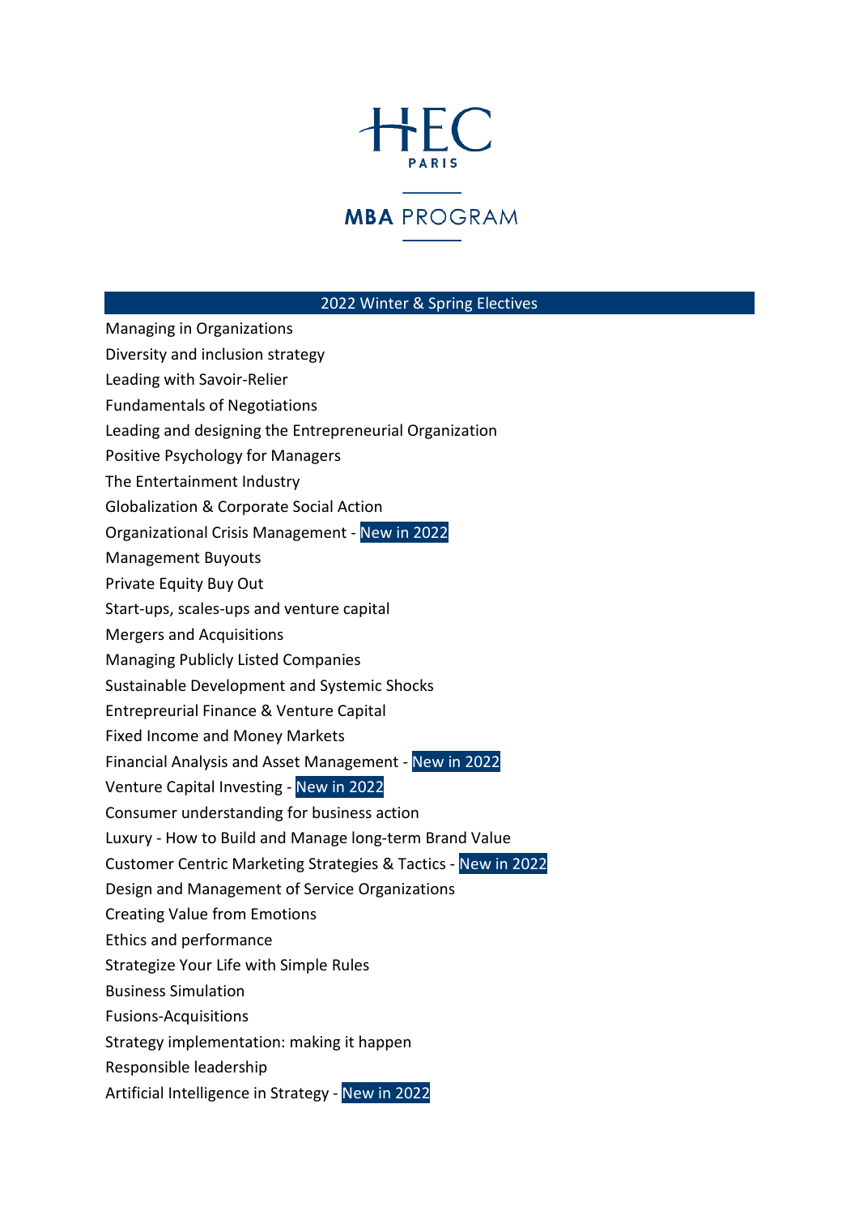# HEC PARIS

## MBA PROGRAM

### 2022 Winter & Spring Electives

Managing in Organizations
Diversity and inclusion strategy
Leading with Savoir-Relier
Fundamentals of Negotiations
Leading and designing the Entrepreneurial Organization
Positive Psychology for Managers
The Entertainment Industry
Globalization & Corporate Social Action
Organizational Crisis Management - New in 2022
Management Buyouts
Private Equity Buy Out
Start-ups, scales-ups and venture capital
Mergers and Acquisitions
Managing Publicly Listed Companies
Sustainable Development and Systemic Shocks
Entrepreurial Finance & Venture Capital
Fixed Income and Money Markets
Financial Analysis and Asset Management - New in 2022
Venture Capital Investing - New in 2022
Consumer understanding for business action
Luxury - How to Build and Manage long-term Brand Value
Customer Centric Marketing Strategies & Tactics - New in 2022
Design and Management of Service Organizations
Creating Value from Emotions
Ethics and performance
Strategize Your Life with Simple Rules
Business Simulation
Fusions-Acquisitions
Strategy implementation: making it happen
Responsible leadership
Artificial Intelligence in Strategy - New in 2022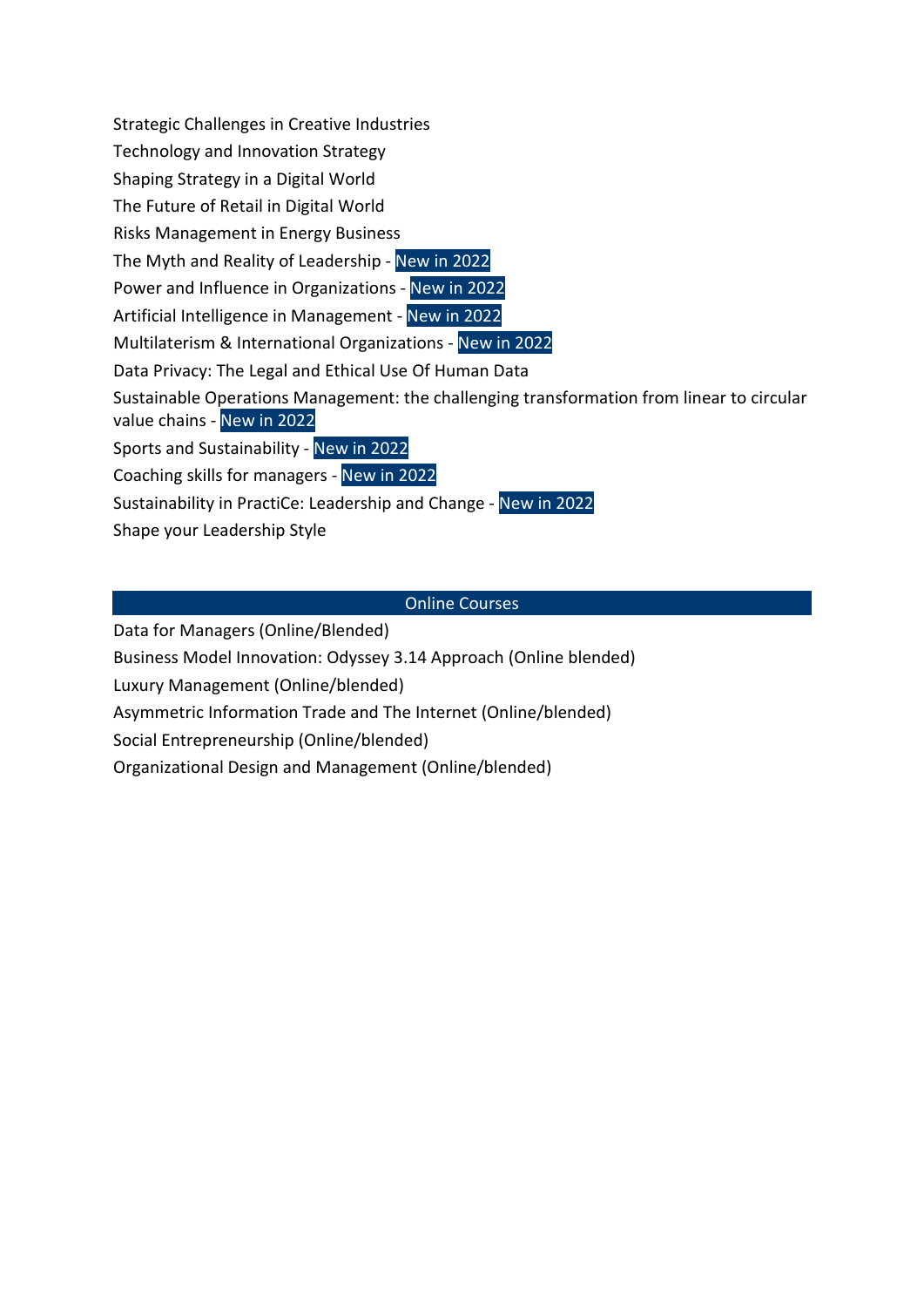Strategic Challenges in Creative Industries

Technology and Innovation Strategy

Shaping Strategy in a Digital World

The Future of Retail in Digital World

Risks Management in Energy Business

The Myth and Reality of Leadership - New in 2022

Power and Influence in Organizations - New in 2022

Artificial Intelligence in Management - New in 2022

Multilaterism & International Organizations - New in 2022

Data Privacy: The Legal and Ethical Use Of Human Data

Sustainable Operations Management: the challenging transformation from linear to circular value chains - New in 2022

Sports and Sustainability - New in 2022

Coaching skills for managers - New in 2022

Sustainability in PractiCe: Leadership and Change - New in 2022

Shape your Leadership Style

## Online Courses

Data for Managers (Online/Blended)

Business Model Innovation: Odyssey 3.14 Approach (Online blended)

Luxury Management (Online/blended)

Asymmetric Information Trade and The Internet (Online/blended)

Social Entrepreneurship (Online/blended)

Organizational Design and Management (Online/blended)